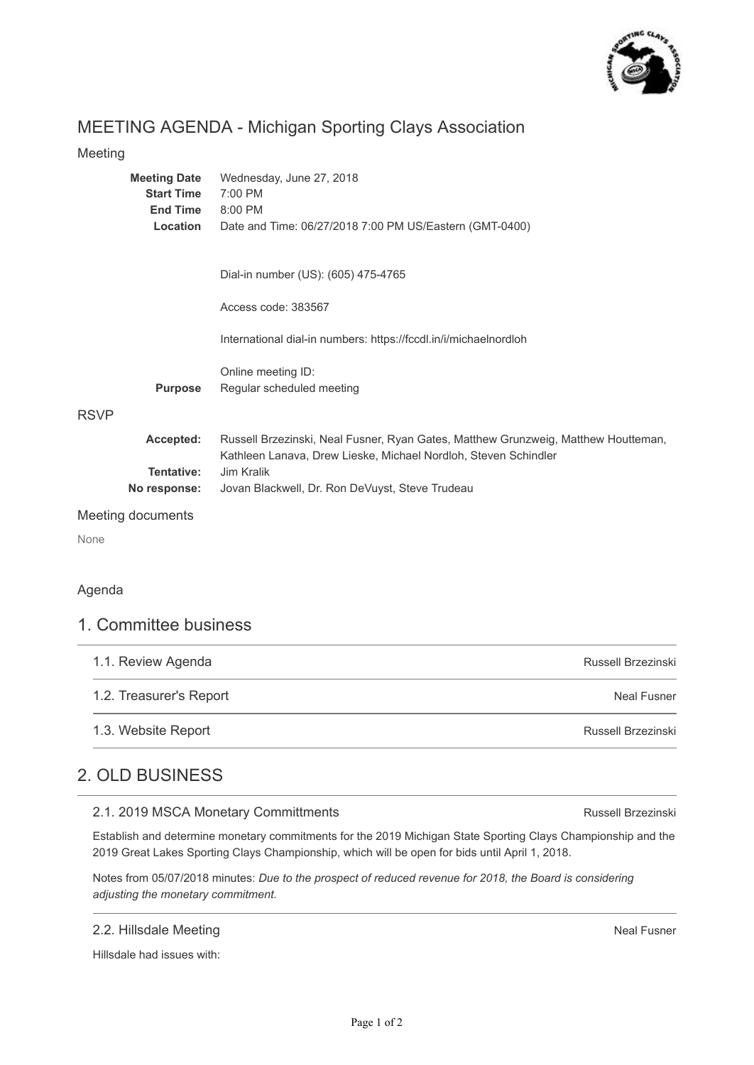# MEETING AGENDA - Michigan Sporting Clays Association

## Meeting

**Meeting Date** Wednesday, June 27, 2018
**Start Time** 7:00 PM
**End Time** 8:00 PM
**Location** Date and Time: 06/27/2018 7:00 PM US/Eastern (GMT-0400)

Dial-in number (US): (605) 475-4765

Access code: 383567

International dial-in numbers: https://fccdl.in/i/michaelnordloh

Online meeting ID:
**Purpose** Regular scheduled meeting

## RSVP

**Accepted:** Russell Brzezinski, Neal Fusner, Ryan Gates, Matthew Grunzweig, Matthew Houtteman, Kathleen Lanava, Drew Lieske, Michael Nordloh, Steven Schindler
**Tentative:** Jim Kralik
**No response:** Jovan Blackwell, Dr. Ron DeVuyst, Steve Trudeau

## Meeting documents

None

## Agenda

# 1. Committee business

| Item | Presenter |
| --- | --- |
| 1.1. Review Agenda | Russell Brzezinski |
| 1.2. Treasurer's Report | Neal Fusner |
| 1.3. Website Report | Russell Brzezinski |

# 2. OLD BUSINESS

### 2.1. 2019 MSCA Monetary Committments — Russell Brzezinski

Establish and determine monetary commitments for the 2019 Michigan State Sporting Clays Championship and the 2019 Great Lakes Sporting Clays Championship, which will be open for bids until April 1, 2018.

Notes from 05/07/2018 minutes: *Due to the prospect of reduced revenue for 2018, the Board is considering adjusting the monetary commitment.*

### 2.2. Hillsdale Meeting — Neal Fusner

Hillsdale had issues with: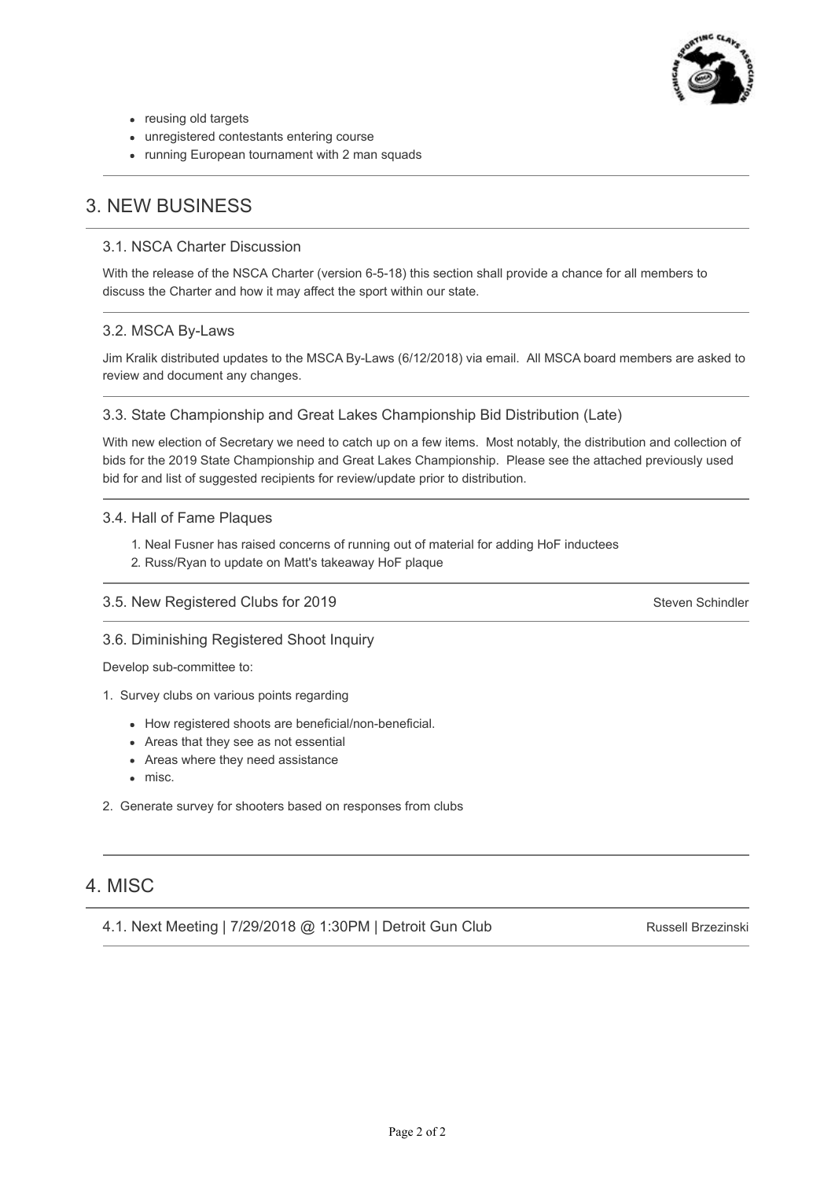- reusing old targets
- unregistered contestants entering course
- running European tournament with 2 man squads

## 3. NEW BUSINESS

### 3.1. NSCA Charter Discussion

With the release of the NSCA Charter (version 6-5-18) this section shall provide a chance for all members to discuss the Charter and how it may affect the sport within our state.

### 3.2. MSCA By-Laws

Jim Kralik distributed updates to the MSCA By-Laws (6/12/2018) via email. All MSCA board members are asked to review and document any changes.

### 3.3. State Championship and Great Lakes Championship Bid Distribution (Late)

With new election of Secretary we need to catch up on a few items. Most notably, the distribution and collection of bids for the 2019 State Championship and Great Lakes Championship. Please see the attached previously used bid for and list of suggested recipients for review/update prior to distribution.

### 3.4. Hall of Fame Plaques

1. Neal Fusner has raised concerns of running out of material for adding HoF inductees
2. Russ/Ryan to update on Matt's takeaway HoF plaque

### 3.5. New Registered Clubs for 2019

Steven Schindler

### 3.6. Diminishing Registered Shoot Inquiry

Develop sub-committee to:

1. Survey clubs on various points regarding
   - How registered shoots are beneficial/non-beneficial.
   - Areas that they see as not essential
   - Areas where they need assistance
   - misc.
2. Generate survey for shooters based on responses from clubs

## 4. MISC

### 4.1. Next Meeting | 7/29/2018 @ 1:30PM | Detroit Gun Club

Russell Brzezinski